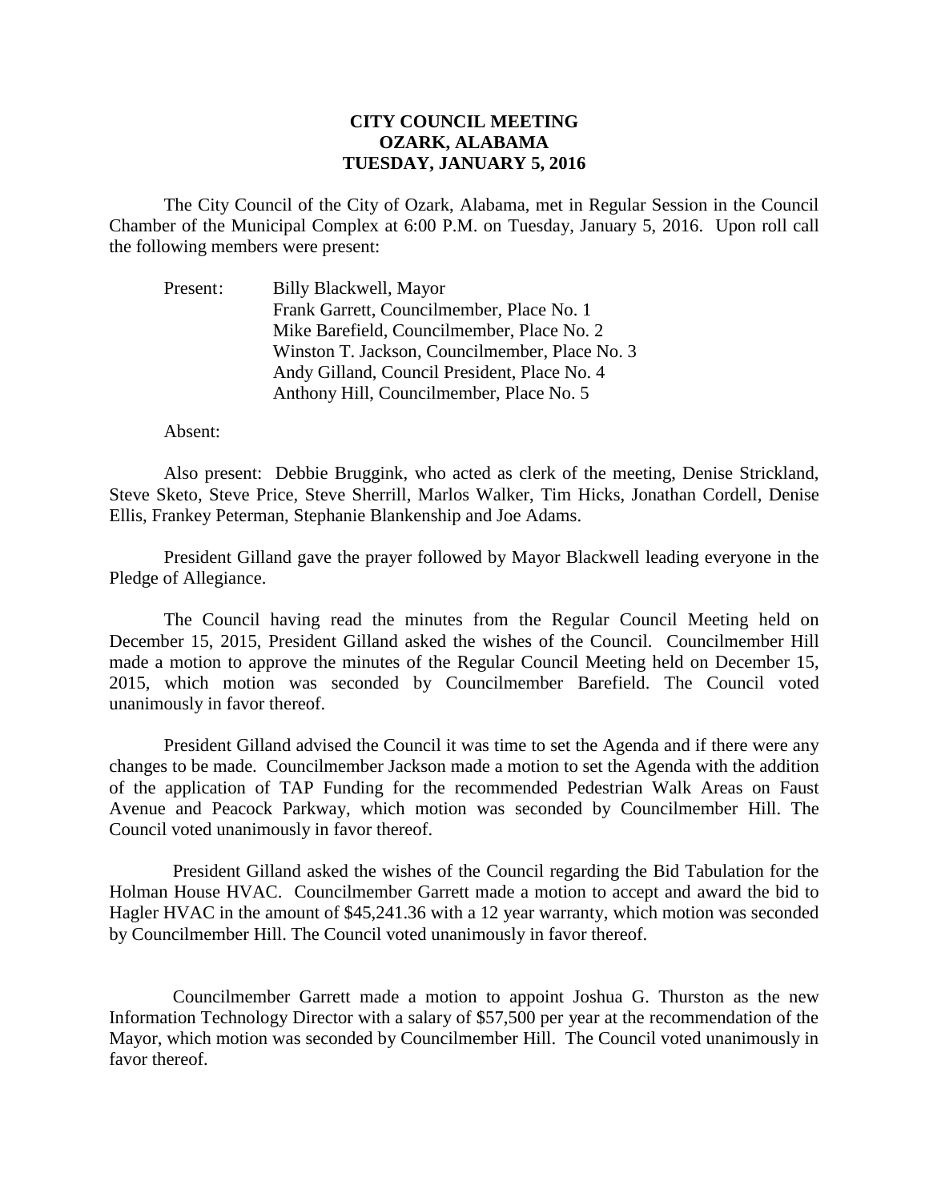# CITY COUNCIL MEETING
# OZARK, ALABAMA
# TUESDAY, JANUARY 5, 2016

The City Council of the City of Ozark, Alabama, met in Regular Session in the Council Chamber of the Municipal Complex at 6:00 P.M. on Tuesday, January 5, 2016. Upon roll call the following members were present:

Present: Billy Blackwell, Mayor
Frank Garrett, Councilmember, Place No. 1
Mike Barefield, Councilmember, Place No. 2
Winston T. Jackson, Councilmember, Place No. 3
Andy Gilland, Council President, Place No. 4
Anthony Hill, Councilmember, Place No. 5

Absent:

Also present: Debbie Bruggink, who acted as clerk of the meeting, Denise Strickland, Steve Sketo, Steve Price, Steve Sherrill, Marlos Walker, Tim Hicks, Jonathan Cordell, Denise Ellis, Frankey Peterman, Stephanie Blankenship and Joe Adams.

President Gilland gave the prayer followed by Mayor Blackwell leading everyone in the Pledge of Allegiance.

The Council having read the minutes from the Regular Council Meeting held on December 15, 2015, President Gilland asked the wishes of the Council. Councilmember Hill made a motion to approve the minutes of the Regular Council Meeting held on December 15, 2015, which motion was seconded by Councilmember Barefield. The Council voted unanimously in favor thereof.

President Gilland advised the Council it was time to set the Agenda and if there were any changes to be made. Councilmember Jackson made a motion to set the Agenda with the addition of the application of TAP Funding for the recommended Pedestrian Walk Areas on Faust Avenue and Peacock Parkway, which motion was seconded by Councilmember Hill. The Council voted unanimously in favor thereof.

President Gilland asked the wishes of the Council regarding the Bid Tabulation for the Holman House HVAC. Councilmember Garrett made a motion to accept and award the bid to Hagler HVAC in the amount of $45,241.36 with a 12 year warranty, which motion was seconded by Councilmember Hill. The Council voted unanimously in favor thereof.

Councilmember Garrett made a motion to appoint Joshua G. Thurston as the new Information Technology Director with a salary of $57,500 per year at the recommendation of the Mayor, which motion was seconded by Councilmember Hill. The Council voted unanimously in favor thereof.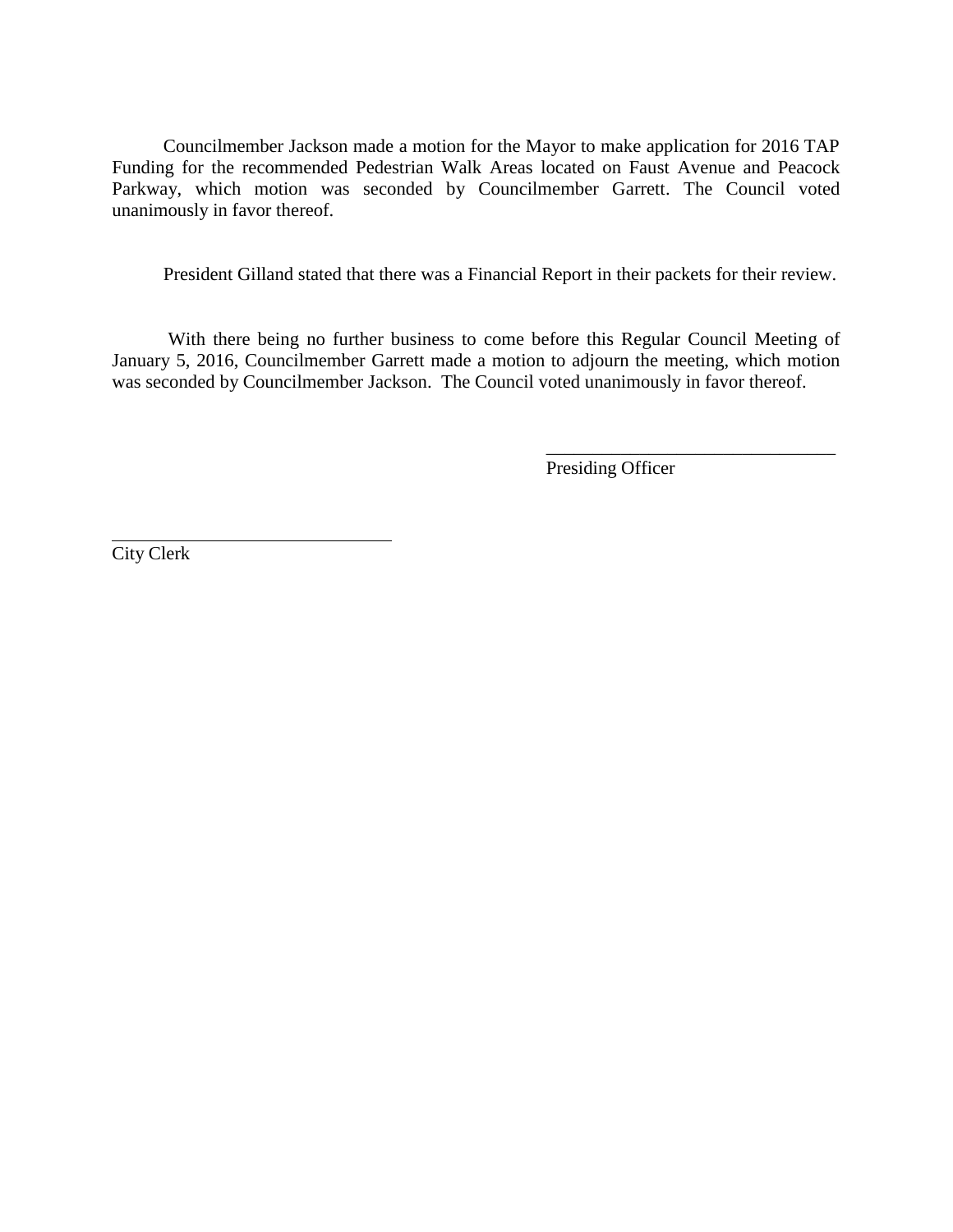Councilmember Jackson made a motion for the Mayor to make application for 2016 TAP Funding for the recommended Pedestrian Walk Areas located on Faust Avenue and Peacock Parkway, which motion was seconded by Councilmember Garrett. The Council voted unanimously in favor thereof.

President Gilland stated that there was a Financial Report in their packets for their review.

With there being no further business to come before this Regular Council Meeting of January 5, 2016, Councilmember Garrett made a motion to adjourn the meeting, which motion was seconded by Councilmember Jackson. The Council voted unanimously in favor thereof.

\_\_\_\_\_\_\_\_\_\_\_\_\_\_\_\_\_\_\_\_\_\_\_\_\_\_\_\_\_\_\_\_

Presiding Officer

\_\_\_\_\_\_\_\_\_\_\_\_\_\_\_\_\_\_\_\_\_\_\_\_\_\_\_\_\_\_\_\_

City Clerk